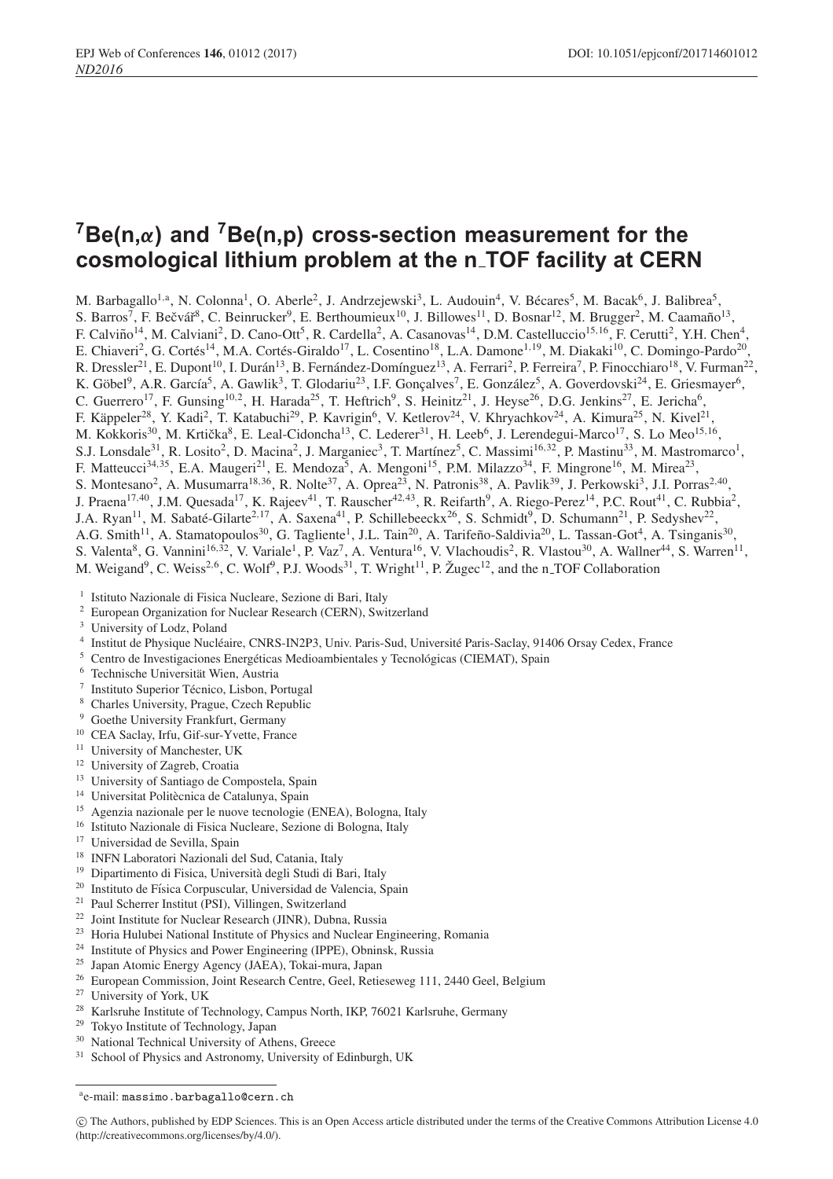# $^7$Be(n,$\alpha$) and $^7$Be(n,p) cross-section measurement for the cosmological lithium problem at the n_TOF facility at CERN

M. Barbagallo[1,a], N. Colonna[1], O. Aberle[2], J. Andrzejewski[3], L. Audouin[4], V. Bécares[5], M. Bacak[6], J. Balibrea[5], S. Barros[7], F. Bečvář[8], C. Beinrucker[9], E. Berthoumieux[10], J. Billowes[11], D. Bosnar[12], M. Brugger[2], M. Caamaño[13], F. Calviño[14], M. Calviani[2], D. Cano-Ott[5], R. Cardella[2], A. Casanovas[14], D.M. Castelluccio[15,16], F. Cerutti[2], Y.H. Chen[4], E. Chiaveri[2], G. Cortés[14], M.A. Cortés-Giraldo[17], L. Cosentino[18], L.A. Damone[1,19], M. Diakaki[10], C. Domingo-Pardo[20], R. Dressler[21], E. Dupont[10], I. Durán[13], B. Fernández-Domínguez[13], A. Ferrari[2], P. Ferreira[7], P. Finocchiaro[18], V. Furman[22], K. Göbel[9], A.R. García[5], A. Gawlik[3], T. Glodariu[23], I.F. Gonçalves[7], E. González[5], A. Goverdovski[24], E. Griesmayer[6], C. Guerrero[17], F. Gunsing[10,2], H. Harada[25], T. Heftrich[9], S. Heinitz[21], J. Heyse[26], D.G. Jenkins[27], E. Jericha[6], F. Käppeler[28], Y. Kadi[2], T. Katabuchi[29], P. Kavrigin[6], V. Ketlerov[24], V. Khryachkov[24], A. Kimura[25], N. Kivel[21], M. Kokkoris[30], M. Krtička[8], E. Leal-Cidoncha[13], C. Lederer[31], H. Leeb[6], J. Lerendegui-Marco[17], S. Lo Meo[15,16], S.J. Lonsdale[31], R. Losito[2], D. Macina[2], J. Marganiec[3], T. Martínez[5], C. Massimi[16,32], P. Mastinu[33], M. Mastromarco[1], F. Matteucci[34,35], E.A. Maugeri[21], E. Mendoza[5], A. Mengoni[15], P.M. Milazzo[34], F. Mingrone[16], M. Mirea[23], S. Montesano[2], A. Musumarra[18,36], R. Nolte[37], A. Oprea[23], N. Patronis[38], A. Pavlik[39], J. Perkowski[3], J.I. Porras[2,40], J. Praena[17,40], J.M. Quesada[17], K. Rajeev[41], T. Rauscher[42,43], R. Reifarth[9], A. Riego-Perez[14], P.C. Rout[41], C. Rubbia[2], J.A. Ryan[11], M. Sabaté-Gilarte[2,17], A. Saxena[41], P. Schillebeeckx[26], S. Schmidt[9], D. Schumann[21], P. Sedyshev[22], A.G. Smith[11], A. Stamatopoulos[30], G. Tagliente[1], J.L. Tain[20], A. Tarifeño-Saldivia[20], L. Tassan-Got[4], A. Tsinganis[30], S. Valenta[8], G. Vannini[16,32], V. Variale[1], P. Vaz[7], A. Ventura[16], V. Vlachoudis[2], R. Vlastou[30], A. Wallner[44], S. Warren[11], M. Weigand[9], C. Weiss[2,6], C. Wolf[9], P.J. Woods[31], T. Wright[11], P. Žugec[12], and the n_TOF Collaboration

[1] Istituto Nazionale di Fisica Nucleare, Sezione di Bari, Italy
[2] European Organization for Nuclear Research (CERN), Switzerland
[3] University of Lodz, Poland
[4] Institut de Physique Nucléaire, CNRS-IN2P3, Univ. Paris-Sud, Université Paris-Saclay, 91406 Orsay Cedex, France
[5] Centro de Investigaciones Energéticas Medioambientales y Tecnológicas (CIEMAT), Spain
[6] Technische Universität Wien, Austria
[7] Instituto Superior Técnico, Lisbon, Portugal
[8] Charles University, Prague, Czech Republic
[9] Goethe University Frankfurt, Germany
[10] CEA Saclay, Irfu, Gif-sur-Yvette, France
[11] University of Manchester, UK
[12] University of Zagreb, Croatia
[13] University of Santiago de Compostela, Spain
[14] Universitat Politècnica de Catalunya, Spain
[15] Agenzia nazionale per le nuove tecnologie (ENEA), Bologna, Italy
[16] Istituto Nazionale di Fisica Nucleare, Sezione di Bologna, Italy
[17] Universidad de Sevilla, Spain
[18] INFN Laboratori Nazionali del Sud, Catania, Italy
[19] Dipartimento di Fisica, Università degli Studi di Bari, Italy
[20] Instituto de Física Corpuscular, Universidad de Valencia, Spain
[21] Paul Scherrer Institut (PSI), Villingen, Switzerland
[22] Joint Institute for Nuclear Research (JINR), Dubna, Russia
[23] Horia Hulubei National Institute of Physics and Nuclear Engineering, Romania
[24] Institute of Physics and Power Engineering (IPPE), Obninsk, Russia
[25] Japan Atomic Energy Agency (JAEA), Tokai-mura, Japan
[26] European Commission, Joint Research Centre, Geel, Retieseweg 111, 2440 Geel, Belgium
[27] University of York, UK
[28] Karlsruhe Institute of Technology, Campus North, IKP, 76021 Karlsruhe, Germany
[29] Tokyo Institute of Technology, Japan
[30] National Technical University of Athens, Greece
[31] School of Physics and Astronomy, University of Edinburgh, UK

[a] e-mail: massimo.barbagallo@cern.ch

© The Authors, published by EDP Sciences. This is an Open Access article distributed under the terms of the Creative Commons Attribution License 4.0 (http://creativecommons.org/licenses/by/4.0/).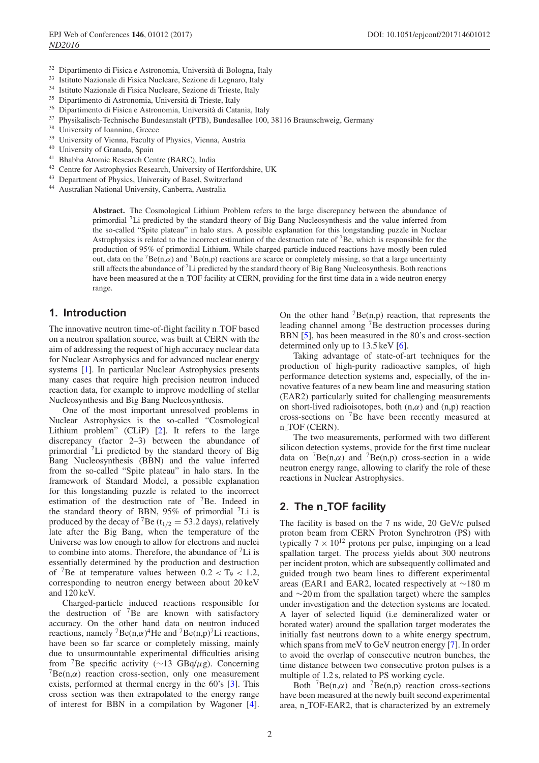[32] Dipartimento di Fisica e Astronomia, Università di Bologna, Italy
[33] Istituto Nazionale di Fisica Nucleare, Sezione di Legnaro, Italy
[34] Istituto Nazionale di Fisica Nucleare, Sezione di Trieste, Italy
[35] Dipartimento di Astronomia, Università di Trieste, Italy
[36] Dipartimento di Fisica e Astronomia, Università di Catania, Italy
[37] Physikalisch-Technische Bundesanstalt (PTB), Bundesallee 100, 38116 Braunschweig, Germany
[38] University of Ioannina, Greece
[39] University of Vienna, Faculty of Physics, Vienna, Austria
[40] University of Granada, Spain
[41] Bhabha Atomic Research Centre (BARC), India
[42] Centre for Astrophysics Research, University of Hertfordshire, UK
[43] Department of Physics, University of Basel, Switzerland
[44] Australian National University, Canberra, Australia

**Abstract.** The Cosmological Lithium Problem refers to the large discrepancy between the abundance of primordial $^7$Li predicted by the standard theory of Big Bang Nucleosynthesis and the value inferred from the so-called "Spite plateau" in halo stars. A possible explanation for this longstanding puzzle in Nuclear Astrophysics is related to the incorrect estimation of the destruction rate of $^7$Be, which is responsible for the production of 95% of primordial Lithium. While charged-particle induced reactions have mostly been ruled out, data on the $^7$Be(n,$\alpha$) and $^7$Be(n,p) reactions are scarce or completely missing, so that a large uncertainty still affects the abundance of $^7$Li predicted by the standard theory of Big Bang Nucleosynthesis. Both reactions have been measured at the n_TOF facility at CERN, providing for the first time data in a wide neutron energy range.

## 1. Introduction

The innovative neutron time-of-flight facility n_TOF based on a neutron spallation source, was built at CERN with the aim of addressing the request of high accuracy nuclear data for Nuclear Astrophysics and for advanced nuclear energy systems [1]. In particular Nuclear Astrophysics presents many cases that require high precision neutron induced reaction data, for example to improve modelling of stellar Nucleosynthesis and Big Bang Nucleosynthesis.

One of the most important unresolved problems in Nuclear Astrophysics is the so-called "Cosmological Lithium problem" (CLiP) [2]. It refers to the large discrepancy (factor 2–3) between the abundance of primordial $^7$Li predicted by the standard theory of Big Bang Nucleosynthesis (BBN) and the value inferred from the so-called "Spite plateau" in halo stars. In the framework of Standard Model, a possible explanation for this longstanding puzzle is related to the incorrect estimation of the destruction rate of $^7$Be. Indeed in the standard theory of BBN, 95% of primordial $^7$Li is produced by the decay of $^7$Be ($t_{1/2} = 53.2$ days), relatively late after the Big Bang, when the temperature of the Universe was low enough to allow for electrons and nuclei to combine into atoms. Therefore, the abundance of $^7$Li is essentially determined by the production and destruction of $^7$Be at temperature values between $0.2 < T_9 < 1.2$, corresponding to neutron energy between about 20 keV and 120 keV.

Charged-particle induced reactions responsible for the destruction of $^7$Be are known with satisfactory accuracy. On the other hand data on neutron induced reactions, namely $^7$Be(n,$\alpha$)$^4$He and $^7$Be(n,p)$^7$Li reactions, have been so far scarce or completely missing, mainly due to unsurmountable experimental difficulties arising from $^7$Be specific activity (~13 GBq/$\mu$g). Concerning $^7$Be(n,$\alpha$) reaction cross-section, only one measurement exists, performed at thermal energy in the 60's [3]. This cross section was then extrapolated to the energy range of interest for BBN in a compilation by Wagoner [4]. On the other hand $^7$Be(n,p) reaction, that represents the leading channel among $^7$Be destruction processes during BBN [5], has been measured in the 80's and cross-section determined only up to 13.5 keV [6].

Taking advantage of state-of-art techniques for the production of high-purity radioactive samples, of high performance detection systems and, especially, of the innovative features of a new beam line and measuring station (EAR2) particularly suited for challenging measurements on short-lived radioisotopes, both (n,$\alpha$) and (n,p) reaction cross-sections on $^7$Be have been recently measured at n_TOF (CERN).

The two measurements, performed with two different silicon detection systems, provide for the first time nuclear data on $^7$Be(n,$\alpha$) and $^7$Be(n,p) cross-section in a wide neutron energy range, allowing to clarify the role of these reactions in Nuclear Astrophysics.

## 2. The n_TOF facility

The facility is based on the 7 ns wide, 20 GeV/c pulsed proton beam from CERN Proton Synchrotron (PS) with typically $7 \times 10^{12}$ protons per pulse, impinging on a lead spallation target. The process yields about 300 neutrons per incident proton, which are subsequently collimated and guided trough two beam lines to different experimental areas (EAR1 and EAR2, located respectively at ~180 m and ~20 m from the spallation target) where the samples under investigation and the detection systems are located. A layer of selected liquid (i.e demineralized water or borated water) around the spallation target moderates the initially fast neutrons down to a white energy spectrum, which spans from meV to GeV neutron energy [7]. In order to avoid the overlap of consecutive neutron bunches, the time distance between two consecutive proton pulses is a multiple of 1.2 s, related to PS working cycle.

Both $^7$Be(n,$\alpha$) and $^7$Be(n,p) reaction cross-sections have been measured at the newly built second experimental area, n_TOF-EAR2, that is characterized by an extremely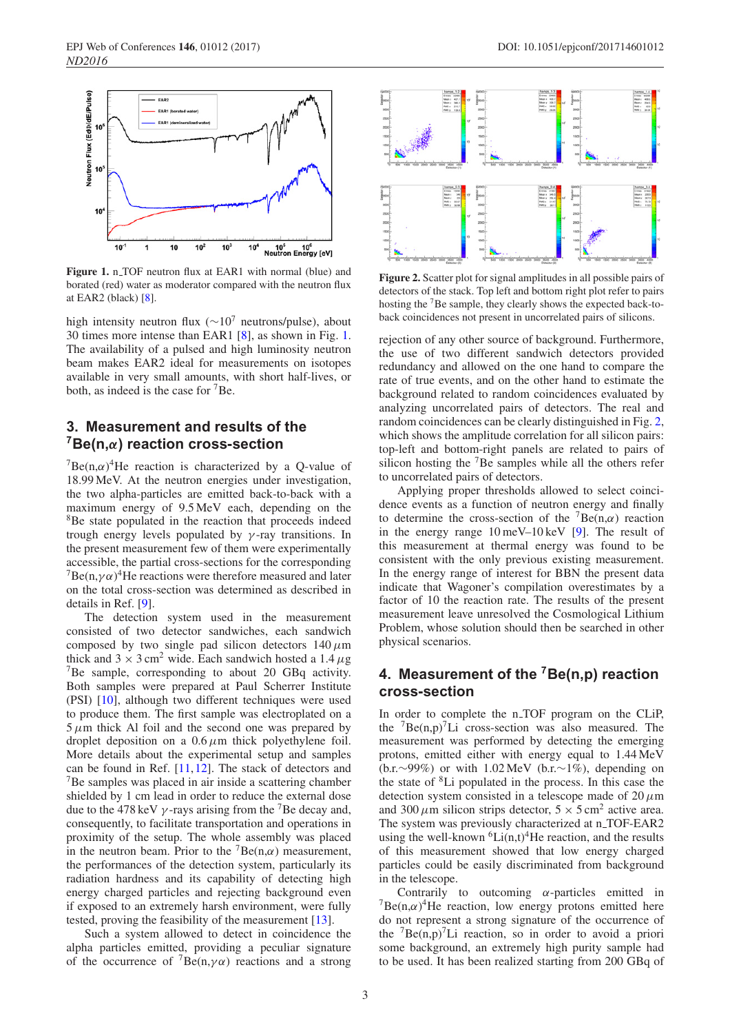**Figure 1.** n_TOF neutron flux at EAR1 with normal (blue) and borated (red) water as moderator compared with the neutron flux at EAR2 (black) [8].

high intensity neutron flux ($\sim 10^7$ neutrons/pulse), about 30 times more intense than EAR1 [8], as shown in Fig. 1. The availability of a pulsed and high luminosity neutron beam makes EAR2 ideal for measurements on isotopes available in very small amounts, with short half-lives, or both, as indeed is the case for $^7$Be.

## 3. Measurement and results of the $^7$Be(n,$\alpha$) reaction cross-section

$^7$Be(n,$\alpha$)$^4$He reaction is characterized by a Q-value of 18.99 MeV. At the neutron energies under investigation, the two alpha-particles are emitted back-to-back with a maximum energy of 9.5 MeV each, depending on the $^8$Be state populated in the reaction that proceeds indeed trough energy levels populated by $\gamma$-ray transitions. In the present measurement few of them were experimentally accessible, the partial cross-sections for the corresponding $^7$Be(n,$\gamma\alpha$)$^4$He reactions were therefore measured and later on the total cross-section was determined as described in details in Ref. [9].

The detection system used in the measurement consisted of two detector sandwiches, each sandwich composed by two single pad silicon detectors 140 $\mu$m thick and $3 \times 3$ cm$^2$ wide. Each sandwich hosted a 1.4 $\mu$g $^7$Be sample, corresponding to about 20 GBq activity. Both samples were prepared at Paul Scherrer Institute (PSI) [10], although two different techniques were used to produce them. The first sample was electroplated on a 5 $\mu$m thick Al foil and the second one was prepared by droplet deposition on a 0.6 $\mu$m thick polyethylene foil. More details about the experimental setup and samples can be found in Ref. [11,12]. The stack of detectors and $^7$Be samples was placed in air inside a scattering chamber shielded by 1 cm lead in order to reduce the external dose due to the 478 keV $\gamma$-rays arising from the $^7$Be decay and, consequently, to facilitate transportation and operations in proximity of the setup. The whole assembly was placed in the neutron beam. Prior to the $^7$Be(n,$\alpha$) measurement, the performances of the detection system, particularly its radiation hardness and its capability of detecting high energy charged particles and rejecting background even if exposed to an extremely harsh environment, were fully tested, proving the feasibility of the measurement [13].

Such a system allowed to detect in coincidence the alpha particles emitted, providing a peculiar signature of the occurrence of $^7$Be(n,$\gamma\alpha$) reactions and a strong rejection of any other source of background. Furthermore, the use of two different sandwich detectors provided redundancy and allowed on the one hand to compare the rate of true events, and on the other hand to estimate the background related to random coincidences evaluated by analyzing uncorrelated pairs of detectors. The real and random coincidences can be clearly distinguished in Fig. 2, which shows the amplitude correlation for all silicon pairs: top-left and bottom-right panels are related to pairs of silicon hosting the $^7$Be samples while all the others refer to uncorrelated pairs of detectors.

**Figure 2.** Scatter plot for signal amplitudes in all possible pairs of detectors of the stack. Top left and bottom right plot refer to pairs hosting the $^7$Be sample, they clearly shows the expected back-to-back coincidences not present in uncorrelated pairs of silicons.

Applying proper thresholds allowed to select coincidence events as a function of neutron energy and finally to determine the cross-section of the $^7$Be(n,$\alpha$) reaction in the energy range 10 meV–10 keV [9]. The result of this measurement at thermal energy was found to be consistent with the only previous existing measurement. In the energy range of interest for BBN the present data indicate that Wagoner's compilation overestimates by a factor of 10 the reaction rate. The results of the present measurement leave unresolved the Cosmological Lithium Problem, whose solution should then be searched in other physical scenarios.

## 4. Measurement of the $^7$Be(n,p) reaction cross-section

In order to complete the n_TOF program on the CLiP, the $^7$Be(n,p)$^7$Li cross-section was also measured. The measurement was performed by detecting the emerging protons, emitted either with energy equal to 1.44 MeV (b.r.$\sim$99%) or with 1.02 MeV (b.r.$\sim$1%), depending on the state of $^8$Li populated in the process. In this case the detection system consisted in a telescope made of 20 $\mu$m and 300 $\mu$m silicon strips detector, $5 \times 5$ cm$^2$ active area. The system was previously characterized at n_TOF-EAR2 using the well-known $^6$Li(n,t)$^4$He reaction, and the results of this measurement showed that low energy charged particles could be easily discriminated from background in the telescope.

Contrarily to outcoming $\alpha$-particles emitted in $^7$Be(n,$\alpha$)$^4$He reaction, low energy protons emitted here do not represent a strong signature of the occurrence of the $^7$Be(n,p)$^7$Li reaction, so in order to avoid a priori some background, an extremely high purity sample had to be used. It has been realized starting from 200 GBq of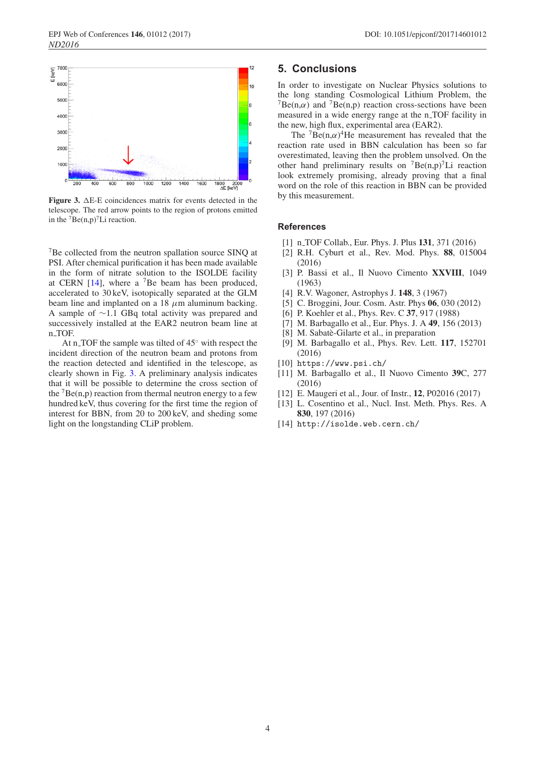E [keV]
7000
6000
5000
4000
3000
2000
1000
0
200 400 600 800 1000 1200 1400 1600 1800 2000
ΔE [keV]
12
10
8
6
4
2
0

**Figure 3.** ΔE-E coincidences matrix for events detected in the telescope. The red arrow points to the region of protons emitted in the $^{7}$Be(n,p)$^{7}$Li reaction.

$^{7}$Be collected from the neutron spallation source SINQ at PSI. After chemical purification it has been made available in the form of nitrate solution to the ISOLDE facility at CERN [14], where a $^{7}$Be beam has been produced, accelerated to 30 keV, isotopically separated at the GLM beam line and implanted on a 18 $\mu$m aluminum backing. A sample of ∼1.1 GBq total activity was prepared and successively installed at the EAR2 neutron beam line at n_TOF.

At n_TOF the sample was tilted of 45° with respect the incident direction of the neutron beam and protons from the reaction detected and identified in the telescope, as clearly shown in Fig. 3. A preliminary analysis indicates that it will be possible to determine the cross section of the $^{7}$Be(n,p) reaction from thermal neutron energy to a few hundred keV, thus covering for the first time the region of interest for BBN, from 20 to 200 keV, and sheding some light on the longstanding CLiP problem.

## 5. Conclusions

In order to investigate on Nuclear Physics solutions to the long standing Cosmological Lithium Problem, the $^{7}$Be(n,$\alpha$) and $^{7}$Be(n,p) reaction cross-sections have been measured in a wide energy range at the n_TOF facility in the new, high flux, experimental area (EAR2).

The $^{7}$Be(n,$\alpha$)$^{4}$He measurement has revealed that the reaction rate used in BBN calculation has been so far overestimated, leaving then the problem unsolved. On the other hand preliminary results on $^{7}$Be(n,p)$^{7}$Li reaction look extremely promising, already proving that a final word on the role of this reaction in BBN can be provided by this measurement.

## References

[1] n_TOF Collab., Eur. Phys. J. Plus **131**, 371 (2016)
[2] R.H. Cyburt et al., Rev. Mod. Phys. **88**, 015004 (2016)
[3] P. Bassi et al., Il Nuovo Cimento **XXVIII**, 1049 (1963)
[4] R.V. Wagoner, Astrophys J. **148**, 3 (1967)
[5] C. Broggini, Jour. Cosm. Astr. Phys **06**, 030 (2012)
[6] P. Koehler et al., Phys. Rev. C **37**, 917 (1988)
[7] M. Barbagallo et al., Eur. Phys. J. A **49**, 156 (2013)
[8] M. Sabatè-Gilarte et al., in preparation
[9] M. Barbagallo et al., Phys. Rev. Lett. **117**, 152701 (2016)
[10] https://www.psi.ch/
[11] M. Barbagallo et al., Il Nuovo Cimento **39**C, 277 (2016)
[12] E. Maugeri et al., Jour. of Instr., **12**, P02016 (2017)
[13] L. Cosentino et al., Nucl. Inst. Meth. Phys. Res. A **830**, 197 (2016)
[14] http://isolde.web.cern.ch/